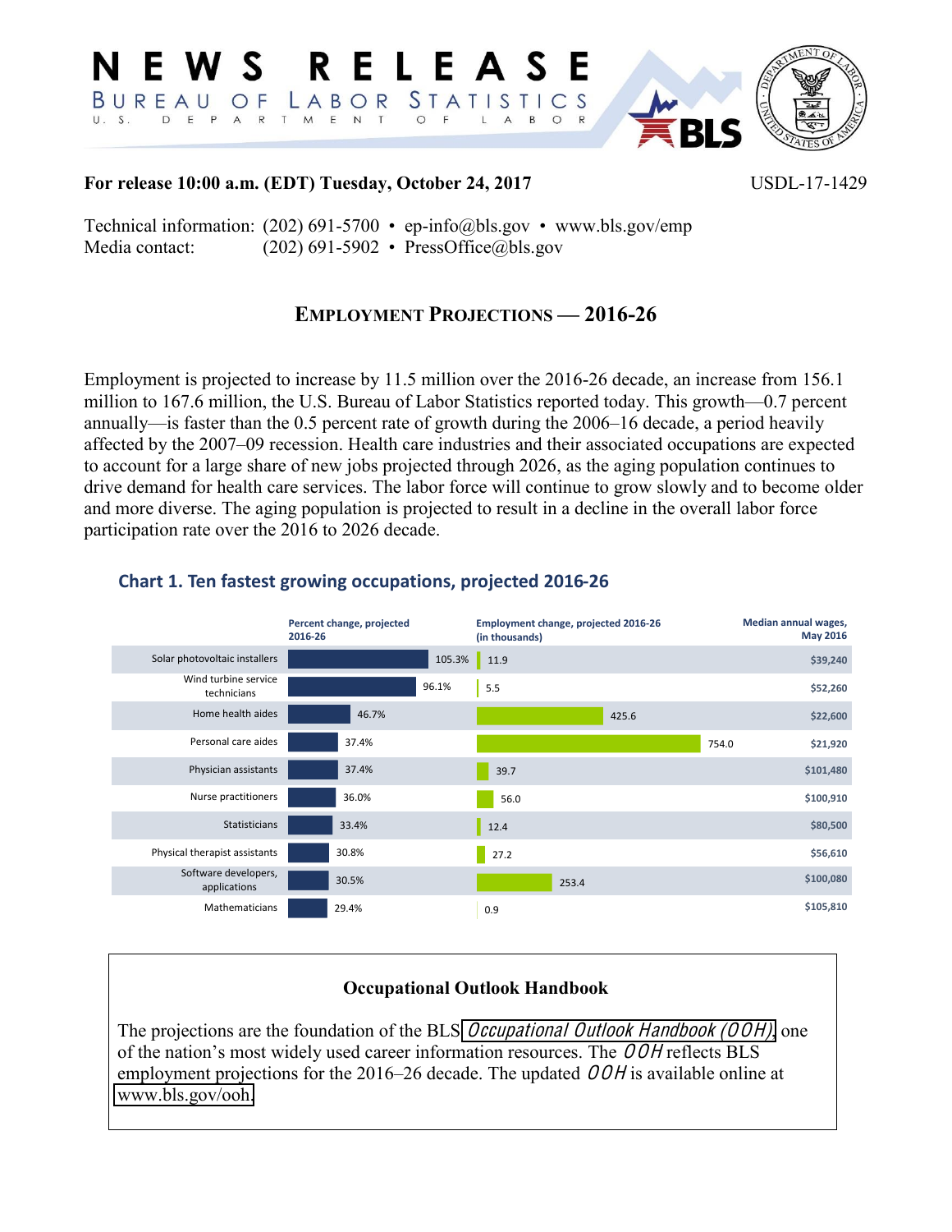# NEWS RELEASE

## BUREAU OF LABOR STATISTICS

U. S. DEPARTMENT OF LABOR

**For release 10:00 a.m. (EDT) Tuesday, October 24, 2017** USDL-17-1429

Technical information: (202) 691-5700 • ep-info@bls.gov • www.bls.gov/emp
Media contact: (202) 691-5902 • PressOffice@bls.gov

## EMPLOYMENT PROJECTIONS — 2016-26

Employment is projected to increase by 11.5 million over the 2016-26 decade, an increase from 156.1 million to 167.6 million, the U.S. Bureau of Labor Statistics reported today. This growth—0.7 percent annually—is faster than the 0.5 percent rate of growth during the 2006–16 decade, a period heavily affected by the 2007–09 recession. Health care industries and their associated occupations are expected to account for a large share of new jobs projected through 2026, as the aging population continues to drive demand for health care services. The labor force will continue to grow slowly and to become older and more diverse. The aging population is projected to result in a decline in the overall labor force participation rate over the 2016 to 2026 decade.

### Chart 1. Ten fastest growing occupations, projected 2016-26

| Occupation | Percent change, projected 2016-26 | Employment change, projected 2016-26 (in thousands) | Median annual wages, May 2016 |
|---|---|---|---|
| Solar photovoltaic installers | 105.3% | 11.9 | $39,240 |
| Wind turbine service technicians | 96.1% | 5.5 | $52,260 |
| Home health aides | 46.7% | 425.6 | $22,600 |
| Personal care aides | 37.4% | 754.0 | $21,920 |
| Physician assistants | 37.4% | 39.7 | $101,480 |
| Nurse practitioners | 36.0% | 56.0 | $100,910 |
| Statisticians | 33.4% | 12.4 | $80,500 |
| Physical therapist assistants | 30.8% | 27.2 | $56,610 |
| Software developers, applications | 30.5% | 253.4 | $100,080 |
| Mathematicians | 29.4% | 0.9 | $105,810 |

**Occupational Outlook Handbook**

The projections are the foundation of the BLS *Occupational Outlook Handbook (OOH)*, one of the nation's most widely used career information resources. The *OOH* reflects BLS employment projections for the 2016–26 decade. The updated *OOH* is available online at www.bls.gov/ooh.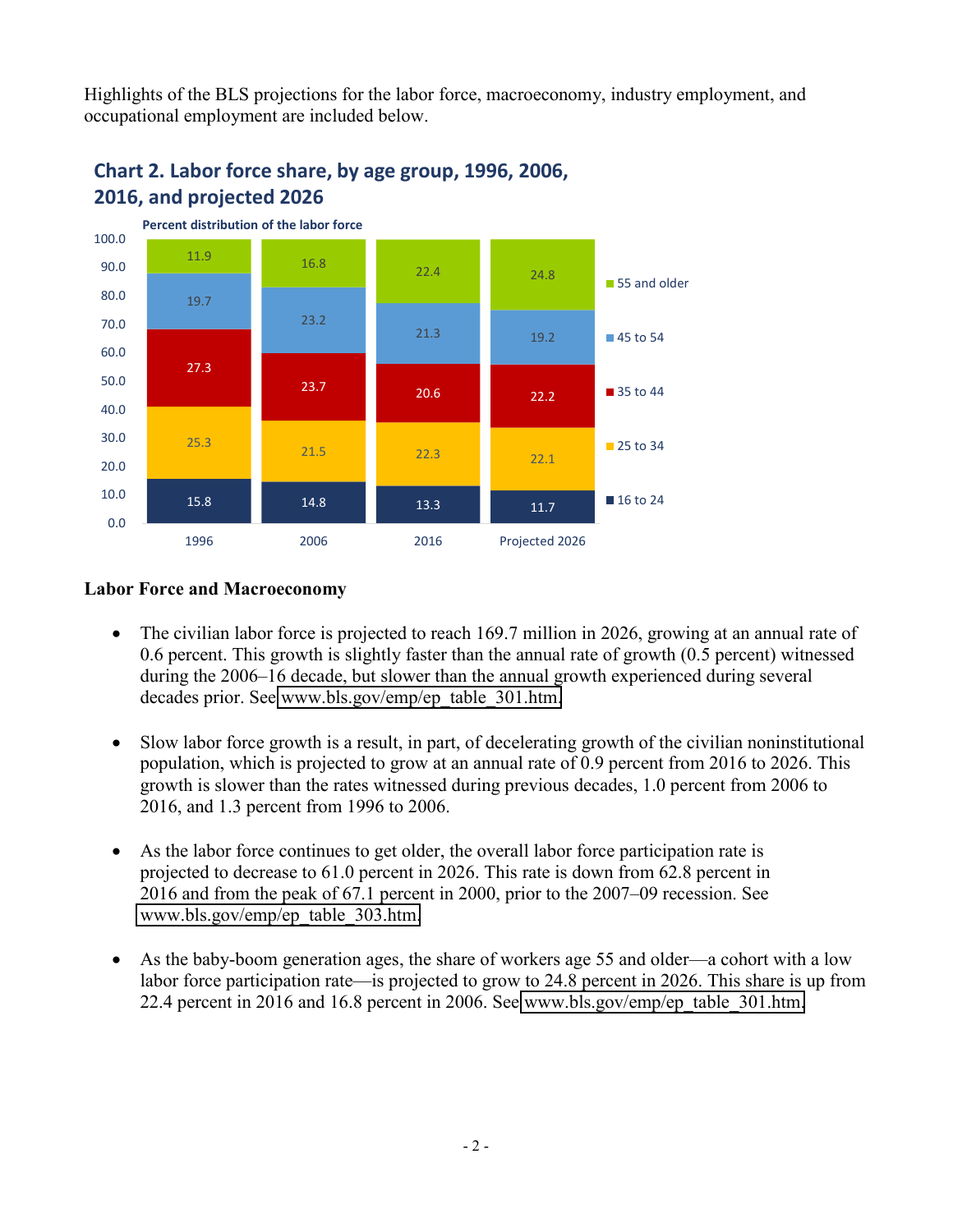Highlights of the BLS projections for the labor force, macroeconomy, industry employment, and occupational employment are included below.

**Chart 2. Labor force share, by age group, 1996, 2006, 2016, and projected 2026**

Percent distribution of the labor force

| Age group | 1996 | 2006 | 2016 | Projected 2026 |
|---|---|---|---|---|
| 55 and older | 11.9 | 16.8 | 22.4 | 24.8 |
| 45 to 54 | 19.7 | 23.2 | 21.3 | 19.2 |
| 35 to 44 | 27.3 | 23.7 | 20.6 | 22.2 |
| 25 to 34 | 25.3 | 21.5 | 22.3 | 22.1 |
| 16 to 24 | 15.8 | 14.8 | 13.3 | 11.7 |

**Labor Force and Macroeconomy**

- The civilian labor force is projected to reach 169.7 million in 2026, growing at an annual rate of 0.6 percent. This growth is slightly faster than the annual rate of growth (0.5 percent) witnessed during the 2006–16 decade, but slower than the annual growth experienced during several decades prior. See www.bls.gov/emp/ep_table_301.htm.

- Slow labor force growth is a result, in part, of decelerating growth of the civilian noninstitutional population, which is projected to grow at an annual rate of 0.9 percent from 2016 to 2026. This growth is slower than the rates witnessed during previous decades, 1.0 percent from 2006 to 2016, and 1.3 percent from 1996 to 2006.

- As the labor force continues to get older, the overall labor force participation rate is projected to decrease to 61.0 percent in 2026. This rate is down from 62.8 percent in 2016 and from the peak of 67.1 percent in 2000, prior to the 2007–09 recession. See www.bls.gov/emp/ep_table_303.htm.

- As the baby-boom generation ages, the share of workers age 55 and older—a cohort with a low labor force participation rate—is projected to grow to 24.8 percent in 2026. This share is up from 22.4 percent in 2016 and 16.8 percent in 2006. See www.bls.gov/emp/ep_table_301.htm.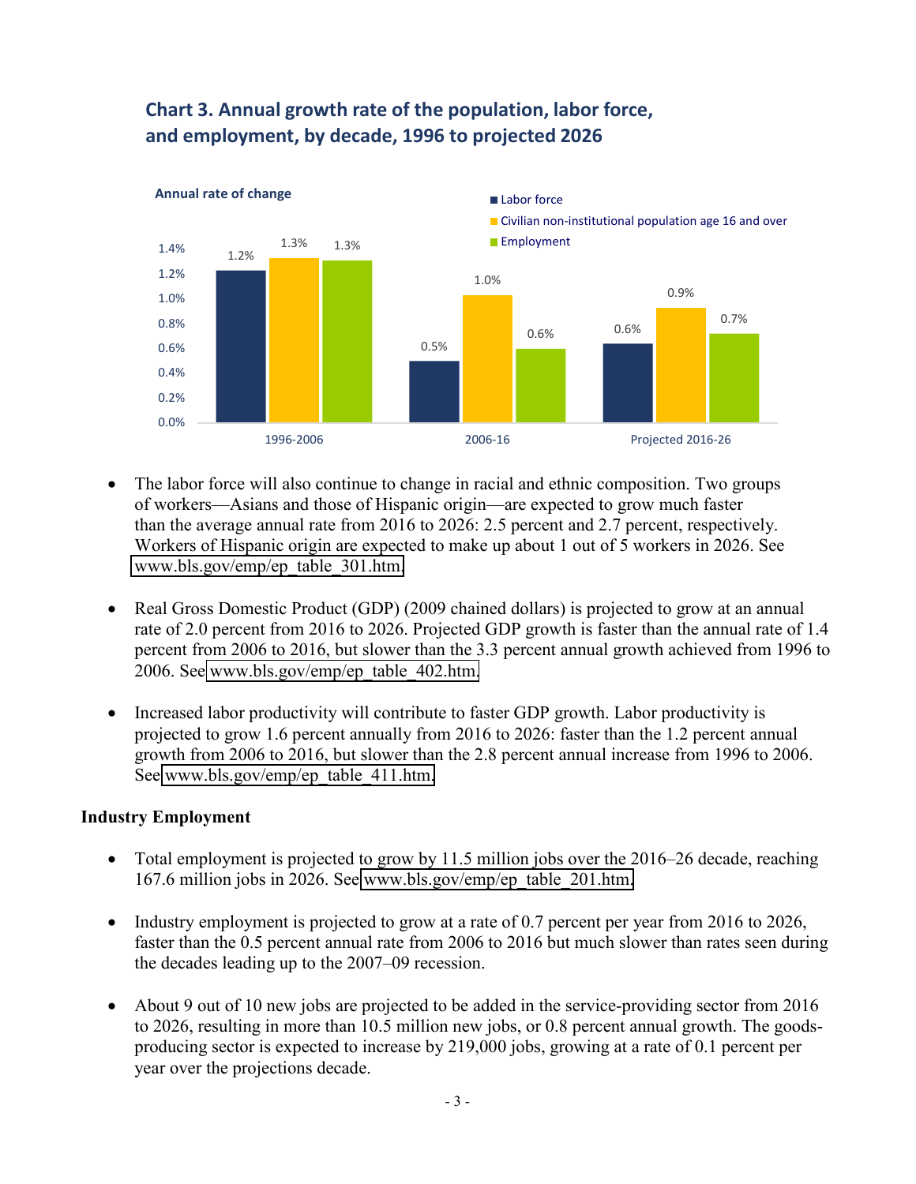## Chart 3. Annual growth rate of the population, labor force, and employment, by decade, 1996 to projected 2026

Annual rate of change

| | Labor force | Civilian non-institutional population age 16 and over | Employment |
|---|---|---|---|
| 1996-2006 | 1.2% | 1.3% | 1.3% |
| 2006-16 | 0.5% | 1.0% | 0.6% |
| Projected 2016-26 | 0.6% | 0.9% | 0.7% |

- The labor force will also continue to change in racial and ethnic composition. Two groups of workers—Asians and those of Hispanic origin—are expected to grow much faster than the average annual rate from 2016 to 2026: 2.5 percent and 2.7 percent, respectively. Workers of Hispanic origin are expected to make up about 1 out of 5 workers in 2026. See www.bls.gov/emp/ep_table_301.htm.

- Real Gross Domestic Product (GDP) (2009 chained dollars) is projected to grow at an annual rate of 2.0 percent from 2016 to 2026. Projected GDP growth is faster than the annual rate of 1.4 percent from 2006 to 2016, but slower than the 3.3 percent annual growth achieved from 1996 to 2006. See www.bls.gov/emp/ep_table_402.htm.

- Increased labor productivity will contribute to faster GDP growth. Labor productivity is projected to grow 1.6 percent annually from 2016 to 2026: faster than the 1.2 percent annual growth from 2006 to 2016, but slower than the 2.8 percent annual increase from 1996 to 2006. See www.bls.gov/emp/ep_table_411.htm.

### Industry Employment

- Total employment is projected to grow by 11.5 million jobs over the 2016–26 decade, reaching 167.6 million jobs in 2026. See www.bls.gov/emp/ep_table_201.htm.

- Industry employment is projected to grow at a rate of 0.7 percent per year from 2016 to 2026, faster than the 0.5 percent annual rate from 2006 to 2016 but much slower than rates seen during the decades leading up to the 2007–09 recession.

- About 9 out of 10 new jobs are projected to be added in the service-providing sector from 2016 to 2026, resulting in more than 10.5 million new jobs, or 0.8 percent annual growth. The goods-producing sector is expected to increase by 219,000 jobs, growing at a rate of 0.1 percent per year over the projections decade.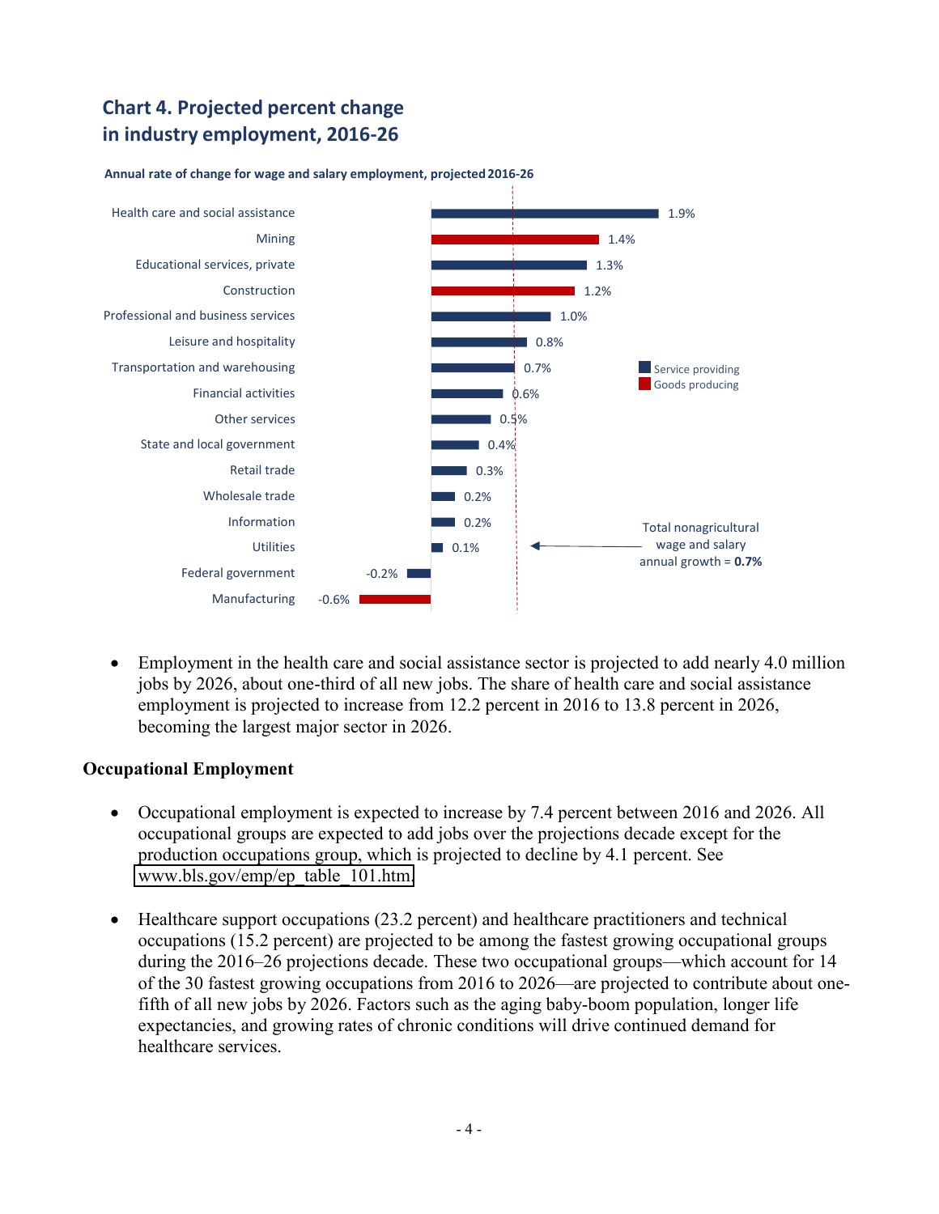## Chart 4. Projected percent change in industry employment, 2016-26

Annual rate of change for wage and salary employment, projected 2016-26

| Industry | Annual rate of change | Sector |
| --- | --- | --- |
| Health care and social assistance | 1.9% | Service providing |
| Mining | 1.4% | Goods producing |
| Educational services, private | 1.3% | Service providing |
| Construction | 1.2% | Goods producing |
| Professional and business services | 1.0% | Service providing |
| Leisure and hospitality | 0.8% | Service providing |
| Transportation and warehousing | 0.7% | Service providing |
| Financial activities | 0.6% | Service providing |
| Other services | 0.5% | Service providing |
| State and local government | 0.4% | Service providing |
| Retail trade | 0.3% | Service providing |
| Wholesale trade | 0.2% | Service providing |
| Information | 0.2% | Service providing |
| Utilities | 0.1% | Service providing |
| Federal government | -0.2% | Service providing |
| Manufacturing | -0.6% | Goods producing |

Total nonagricultural wage and salary annual growth = **0.7%**

- Employment in the health care and social assistance sector is projected to add nearly 4.0 million jobs by 2026, about one-third of all new jobs. The share of health care and social assistance employment is projected to increase from 12.2 percent in 2016 to 13.8 percent in 2026, becoming the largest major sector in 2026.

### Occupational Employment

- Occupational employment is expected to increase by 7.4 percent between 2016 and 2026. All occupational groups are expected to add jobs over the projections decade except for the production occupations group, which is projected to decline by 4.1 percent. See www.bls.gov/emp/ep_table_101.htm.

- Healthcare support occupations (23.2 percent) and healthcare practitioners and technical occupations (15.2 percent) are projected to be among the fastest growing occupational groups during the 2016–26 projections decade. These two occupational groups—which account for 14 of the 30 fastest growing occupations from 2016 to 2026—are projected to contribute about one-fifth of all new jobs by 2026. Factors such as the aging baby-boom population, longer life expectancies, and growing rates of chronic conditions will drive continued demand for healthcare services.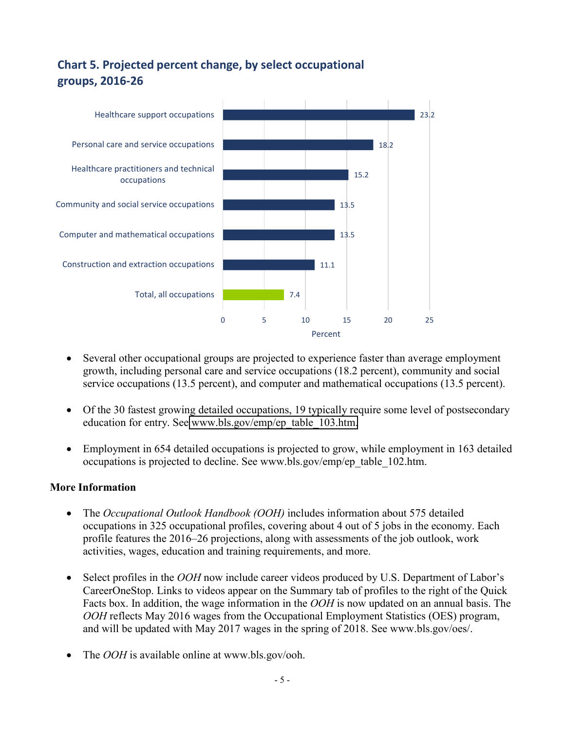## Chart 5. Projected percent change, by select occupational groups, 2016-26

| Occupational group | Percent |
|---|---|
| Healthcare support occupations | 23.2 |
| Personal care and service occupations | 18.2 |
| Healthcare practitioners and technical occupations | 15.2 |
| Community and social service occupations | 13.5 |
| Computer and mathematical occupations | 13.5 |
| Construction and extraction occupations | 11.1 |
| Total, all occupations | 7.4 |

- Several other occupational groups are projected to experience faster than average employment growth, including personal care and service occupations (18.2 percent), community and social service occupations (13.5 percent), and computer and mathematical occupations (13.5 percent).

- Of the 30 fastest growing detailed occupations, 19 typically require some level of postsecondary education for entry. See www.bls.gov/emp/ep_table_103.htm.

- Employment in 654 detailed occupations is projected to grow, while employment in 163 detailed occupations is projected to decline. See www.bls.gov/emp/ep_table_102.htm.

**More Information**

- The *Occupational Outlook Handbook (OOH)* includes information about 575 detailed occupations in 325 occupational profiles, covering about 4 out of 5 jobs in the economy. Each profile features the 2016–26 projections, along with assessments of the job outlook, work activities, wages, education and training requirements, and more.

- Select profiles in the *OOH* now include career videos produced by U.S. Department of Labor's CareerOneStop. Links to videos appear on the Summary tab of profiles to the right of the Quick Facts box. In addition, the wage information in the *OOH* is now updated on an annual basis. The *OOH* reflects May 2016 wages from the Occupational Employment Statistics (OES) program, and will be updated with May 2017 wages in the spring of 2018. See www.bls.gov/oes/.

- The *OOH* is available online at www.bls.gov/ooh.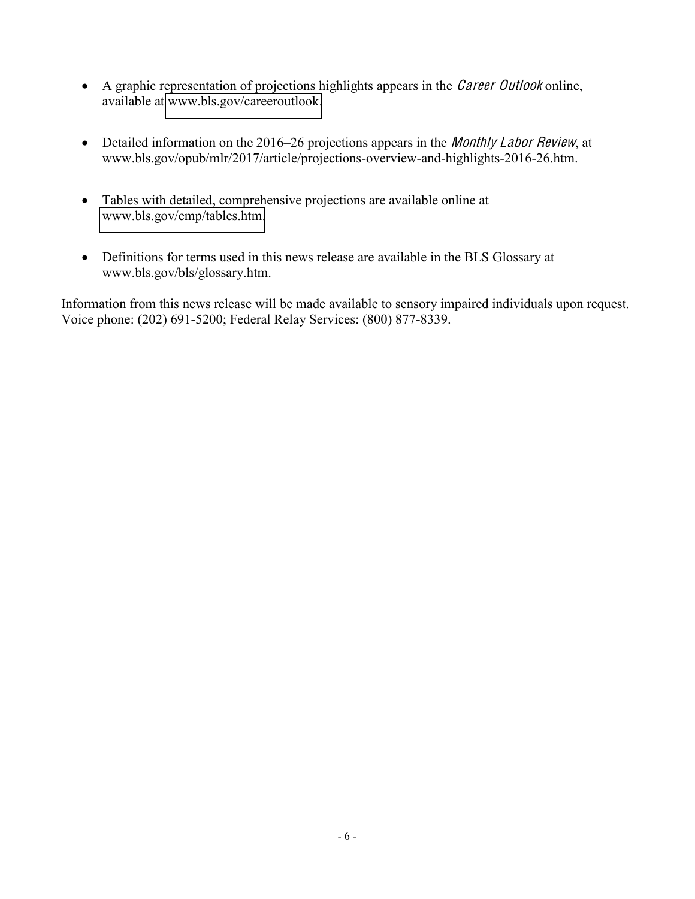- A graphic representation of projections highlights appears in the *Career Outlook* online, available at www.bls.gov/careeroutlook.

- Detailed information on the 2016–26 projections appears in the *Monthly Labor Review*, at www.bls.gov/opub/mlr/2017/article/projections-overview-and-highlights-2016-26.htm.

- Tables with detailed, comprehensive projections are available online at www.bls.gov/emp/tables.htm.

- Definitions for terms used in this news release are available in the BLS Glossary at www.bls.gov/bls/glossary.htm.

Information from this news release will be made available to sensory impaired individuals upon request. Voice phone: (202) 691-5200; Federal Relay Services: (800) 877-8339.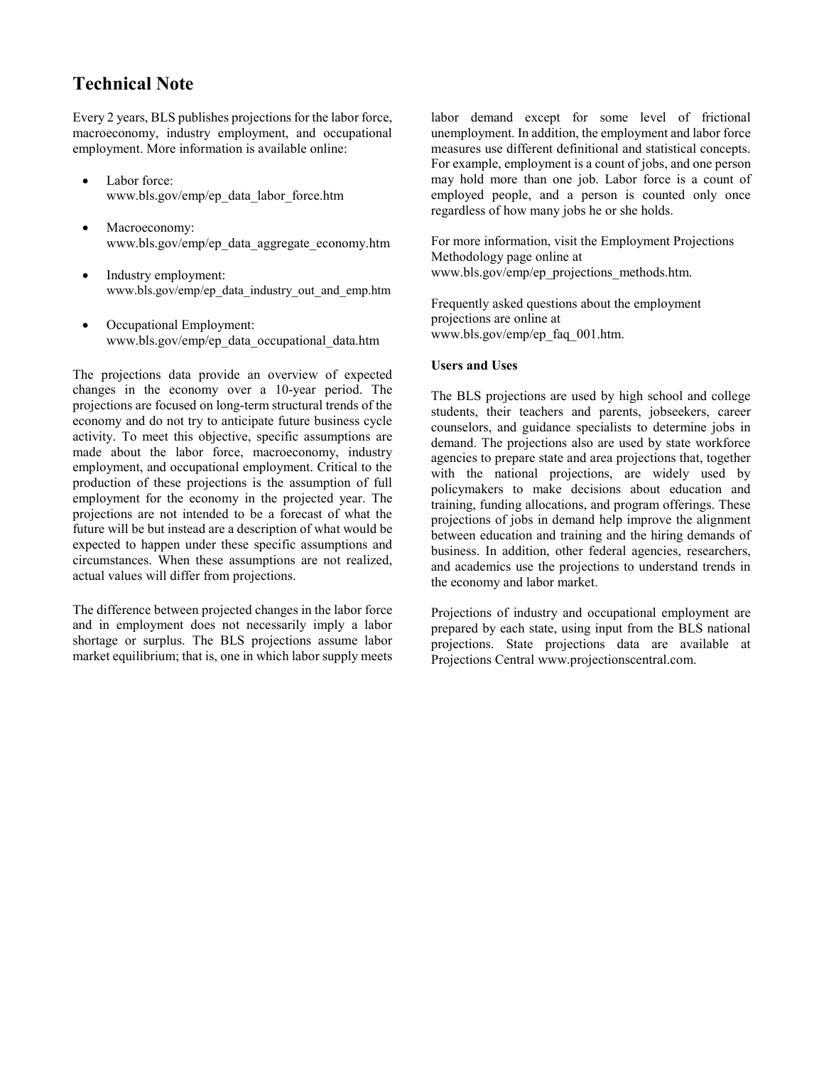## Technical Note

Every 2 years, BLS publishes projections for the labor force, macroeconomy, industry employment, and occupational employment. More information is available online:

- Labor force: www.bls.gov/emp/ep_data_labor_force.htm
- Macroeconomy: www.bls.gov/emp/ep_data_aggregate_economy.htm
- Industry employment: www.bls.gov/emp/ep_data_industry_out_and_emp.htm
- Occupational Employment: www.bls.gov/emp/ep_data_occupational_data.htm

The projections data provide an overview of expected changes in the economy over a 10-year period. The projections are focused on long-term structural trends of the economy and do not try to anticipate future business cycle activity. To meet this objective, specific assumptions are made about the labor force, macroeconomy, industry employment, and occupational employment. Critical to the production of these projections is the assumption of full employment for the economy in the projected year. The projections are not intended to be a forecast of what the future will be but instead are a description of what would be expected to happen under these specific assumptions and circumstances. When these assumptions are not realized, actual values will differ from projections.

The difference between projected changes in the labor force and in employment does not necessarily imply a labor shortage or surplus. The BLS projections assume labor market equilibrium; that is, one in which labor supply meets labor demand except for some level of frictional unemployment. In addition, the employment and labor force measures use different definitional and statistical concepts. For example, employment is a count of jobs, and one person may hold more than one job. Labor force is a count of employed people, and a person is counted only once regardless of how many jobs he or she holds.

For more information, visit the Employment Projections Methodology page online at www.bls.gov/emp/ep_projections_methods.htm.

Frequently asked questions about the employment projections are online at www.bls.gov/emp/ep_faq_001.htm.

**Users and Uses**

The BLS projections are used by high school and college students, their teachers and parents, jobseekers, career counselors, and guidance specialists to determine jobs in demand. The projections also are used by state workforce agencies to prepare state and area projections that, together with the national projections, are widely used by policymakers to make decisions about education and training, funding allocations, and program offerings. These projections of jobs in demand help improve the alignment between education and training and the hiring demands of business. In addition, other federal agencies, researchers, and academics use the projections to understand trends in the economy and labor market.

Projections of industry and occupational employment are prepared by each state, using input from the BLS national projections. State projections data are available at Projections Central www.projectionscentral.com.